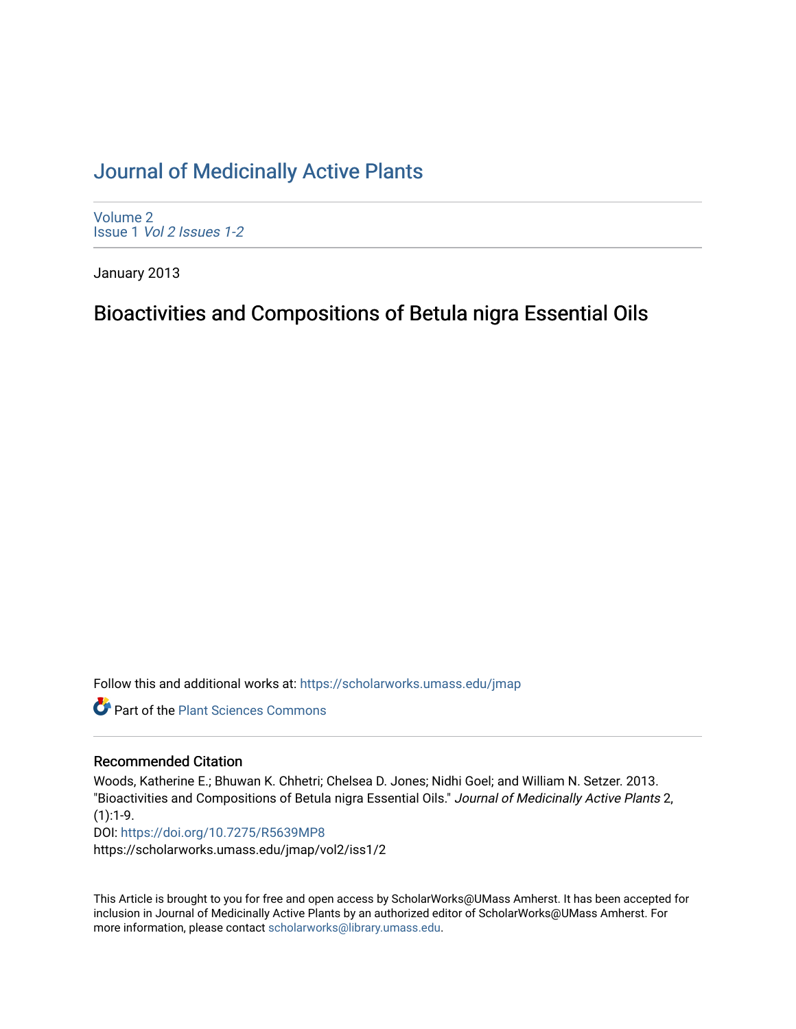# Journal of Medicinally Active Plants

Volume 2
Issue 1 *Vol 2 Issues 1-2*

January 2013

## Bioactivities and Compositions of Betula nigra Essential Oils

Follow this and additional works at: https://scholarworks.umass.edu/jmap

Part of the Plant Sciences Commons

### Recommended Citation

Woods, Katherine E.; Bhuwan K. Chhetri; Chelsea D. Jones; Nidhi Goel; and William N. Setzer. 2013. "Bioactivities and Compositions of Betula nigra Essential Oils." *Journal of Medicinally Active Plants* 2, (1):1-9.
DOI: https://doi.org/10.7275/R5639MP8
https://scholarworks.umass.edu/jmap/vol2/iss1/2

This Article is brought to you for free and open access by ScholarWorks@UMass Amherst. It has been accepted for inclusion in Journal of Medicinally Active Plants by an authorized editor of ScholarWorks@UMass Amherst. For more information, please contact scholarworks@library.umass.edu.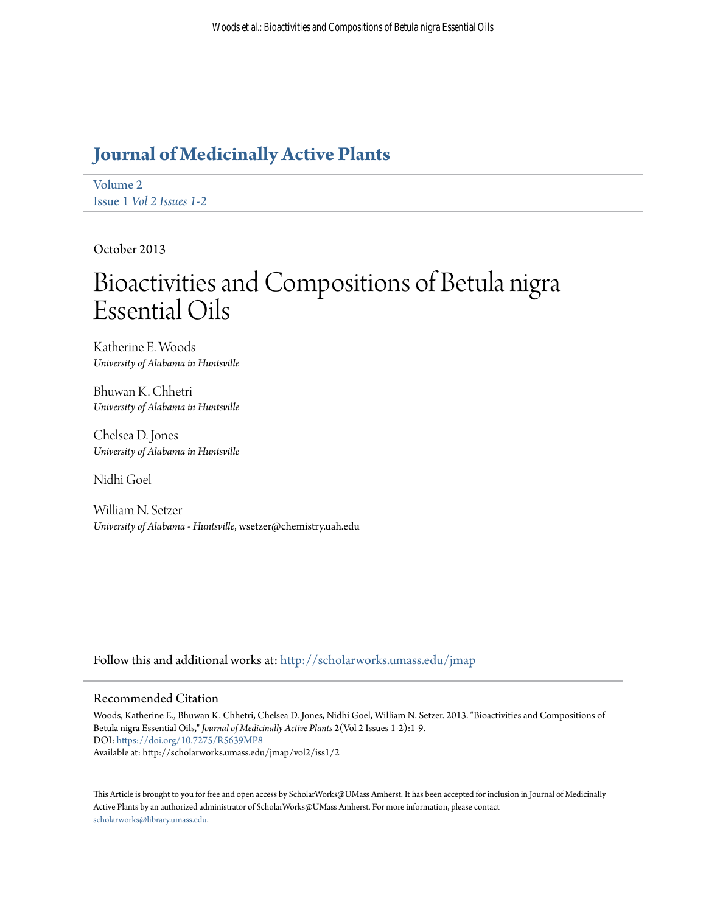# Journal of Medicinally Active Plants

Volume 2
Issue 1 *Vol 2 Issues 1-2*

October 2013

# Bioactivities and Compositions of Betula nigra Essential Oils

Katherine E. Woods
*University of Alabama in Huntsville*

Bhuwan K. Chhetri
*University of Alabama in Huntsville*

Chelsea D. Jones
*University of Alabama in Huntsville*

Nidhi Goel

William N. Setzer
*University of Alabama - Huntsville*, wsetzer@chemistry.uah.edu

Follow this and additional works at: http://scholarworks.umass.edu/jmap

## Recommended Citation

Woods, Katherine E., Bhuwan K. Chhetri, Chelsea D. Jones, Nidhi Goel, William N. Setzer. 2013. "Bioactivities and Compositions of Betula nigra Essential Oils," *Journal of Medicinally Active Plants* 2(Vol 2 Issues 1-2):1-9.
DOI: https://doi.org/10.7275/R5639MP8
Available at: http://scholarworks.umass.edu/jmap/vol2/iss1/2

This Article is brought to you for free and open access by ScholarWorks@UMass Amherst. It has been accepted for inclusion in Journal of Medicinally Active Plants by an authorized administrator of ScholarWorks@UMass Amherst. For more information, please contact scholarworks@library.umass.edu.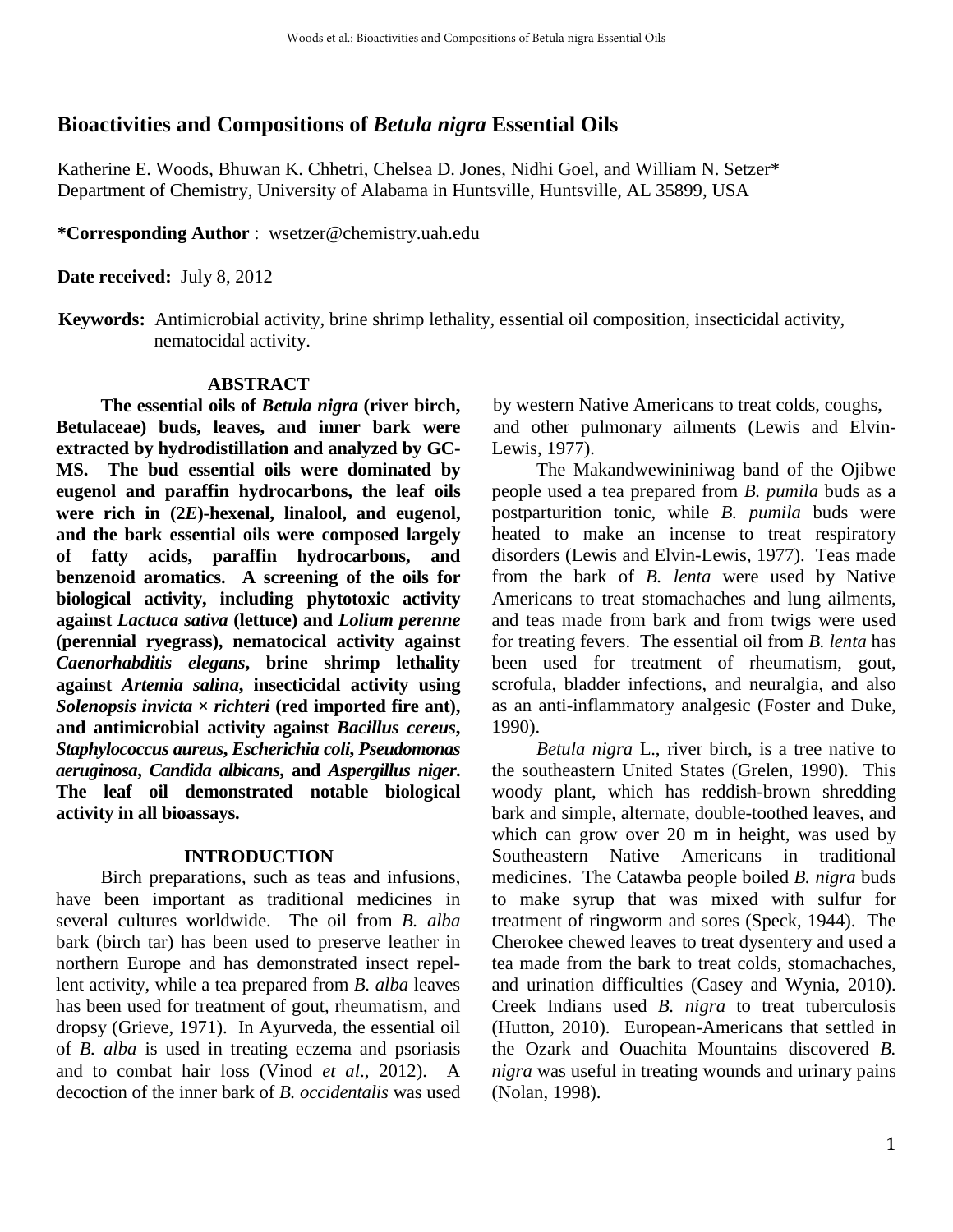# Bioactivities and Compositions of *Betula nigra* Essential Oils

Katherine E. Woods, Bhuwan K. Chhetri, Chelsea D. Jones, Nidhi Goel, and William N. Setzer*
Department of Chemistry, University of Alabama in Huntsville, Huntsville, AL 35899, USA

**\*Corresponding Author** : wsetzer@chemistry.uah.edu

**Date received:** July 8, 2012

**Keywords:** Antimicrobial activity, brine shrimp lethality, essential oil composition, insecticidal activity, nematocidal activity.

## ABSTRACT

**The essential oils of *Betula nigra* (river birch, Betulaceae) buds, leaves, and inner bark were extracted by hydrodistillation and analyzed by GC-MS. The bud essential oils were dominated by eugenol and paraffin hydrocarbons, the leaf oils were rich in (2*E*)-hexenal, linalool, and eugenol, and the bark essential oils were composed largely of fatty acids, paraffin hydrocarbons, and benzenoid aromatics. A screening of the oils for biological activity, including phytotoxic activity against *Lactuca sativa* (lettuce) and *Lolium perenne* (perennial ryegrass), nematocical activity against *Caenorhabditis elegans*, brine shrimp lethality against *Artemia salina*, insecticidal activity using *Solenopsis invicta* × *richteri* (red imported fire ant), and antimicrobial activity against *Bacillus cereus*, *Staphylococcus aureus*, *Escherichia coli*, *Pseudomonas aeruginosa*, *Candida albicans*, and *Aspergillus niger*. The leaf oil demonstrated notable biological activity in all bioassays.**

## INTRODUCTION

Birch preparations, such as teas and infusions, have been important as traditional medicines in several cultures worldwide. The oil from *B. alba* bark (birch tar) has been used to preserve leather in northern Europe and has demonstrated insect repellent activity, while a tea prepared from *B. alba* leaves has been used for treatment of gout, rheumatism, and dropsy (Grieve, 1971). In Ayurveda, the essential oil of *B. alba* is used in treating eczema and psoriasis and to combat hair loss (Vinod *et al*., 2012). A decoction of the inner bark of *B. occidentalis* was used by western Native Americans to treat colds, coughs, and other pulmonary ailments (Lewis and Elvin-Lewis, 1977).

The Makandwewininiwag band of the Ojibwe people used a tea prepared from *B. pumila* buds as a postparturition tonic, while *B. pumila* buds were heated to make an incense to treat respiratory disorders (Lewis and Elvin-Lewis, 1977). Teas made from the bark of *B. lenta* were used by Native Americans to treat stomachaches and lung ailments, and teas made from bark and from twigs were used for treating fevers. The essential oil from *B. lenta* has been used for treatment of rheumatism, gout, scrofula, bladder infections, and neuralgia, and also as an anti-inflammatory analgesic (Foster and Duke, 1990).

*Betula nigra* L., river birch, is a tree native to the southeastern United States (Grelen, 1990). This woody plant, which has reddish-brown shredding bark and simple, alternate, double-toothed leaves, and which can grow over 20 m in height, was used by Southeastern Native Americans in traditional medicines. The Catawba people boiled *B. nigra* buds to make syrup that was mixed with sulfur for treatment of ringworm and sores (Speck, 1944). The Cherokee chewed leaves to treat dysentery and used a tea made from the bark to treat colds, stomachaches, and urination difficulties (Casey and Wynia, 2010). Creek Indians used *B. nigra* to treat tuberculosis (Hutton, 2010). European-Americans that settled in the Ozark and Ouachita Mountains discovered *B. nigra* was useful in treating wounds and urinary pains (Nolan, 1998).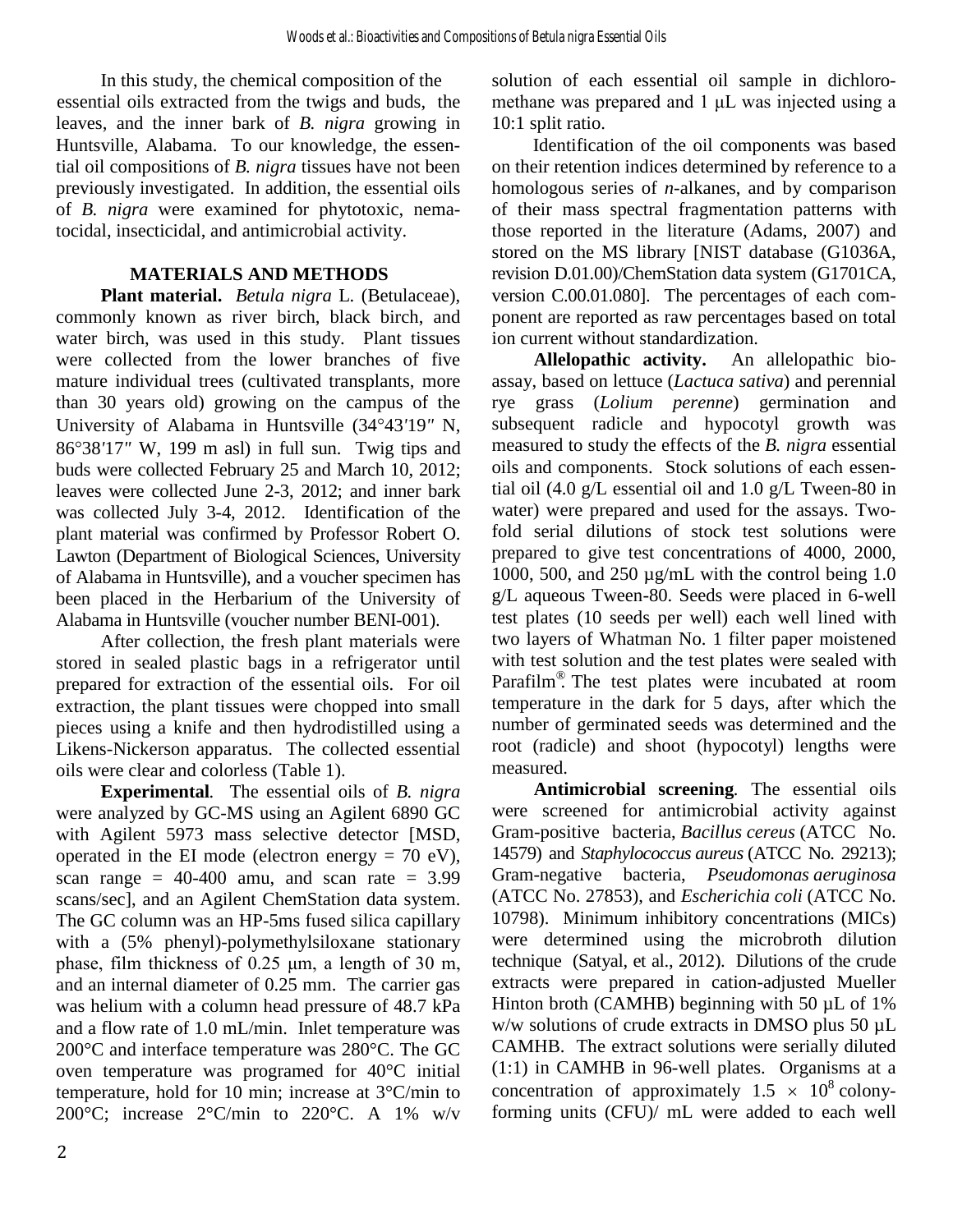In this study, the chemical composition of the essential oils extracted from the twigs and buds, the leaves, and the inner bark of *B. nigra* growing in Huntsville, Alabama. To our knowledge, the essential oil compositions of *B. nigra* tissues have not been previously investigated. In addition, the essential oils of *B. nigra* were examined for phytotoxic, nematocidal, insecticidal, and antimicrobial activity.

## MATERIALS AND METHODS

**Plant material.** *Betula nigra* L. (Betulaceae), commonly known as river birch, black birch, and water birch, was used in this study. Plant tissues were collected from the lower branches of five mature individual trees (cultivated transplants, more than 30 years old) growing on the campus of the University of Alabama in Huntsville (34°43′19″ N, 86°38′17″ W, 199 m asl) in full sun. Twig tips and buds were collected February 25 and March 10, 2012; leaves were collected June 2-3, 2012; and inner bark was collected July 3-4, 2012. Identification of the plant material was confirmed by Professor Robert O. Lawton (Department of Biological Sciences, University of Alabama in Huntsville), and a voucher specimen has been placed in the Herbarium of the University of Alabama in Huntsville (voucher number BENI-001).

After collection, the fresh plant materials were stored in sealed plastic bags in a refrigerator until prepared for extraction of the essential oils. For oil extraction, the plant tissues were chopped into small pieces using a knife and then hydrodistilled using a Likens-Nickerson apparatus. The collected essential oils were clear and colorless (Table 1).

**Experimental.** The essential oils of *B. nigra* were analyzed by GC-MS using an Agilent 6890 GC with Agilent 5973 mass selective detector [MSD, operated in the EI mode (electron energy = 70 eV), scan range = 40-400 amu, and scan rate = 3.99 scans/sec], and an Agilent ChemStation data system. The GC column was an HP-5ms fused silica capillary with a (5% phenyl)-polymethylsiloxane stationary phase, film thickness of 0.25 μm, a length of 30 m, and an internal diameter of 0.25 mm. The carrier gas was helium with a column head pressure of 48.7 kPa and a flow rate of 1.0 mL/min. Inlet temperature was 200°C and interface temperature was 280°C. The GC oven temperature was programed for 40°C initial temperature, hold for 10 min; increase at 3°C/min to 200°C; increase 2°C/min to 220°C. A 1% w/v solution of each essential oil sample in dichloromethane was prepared and 1 μL was injected using a 10:1 split ratio.

Identification of the oil components was based on their retention indices determined by reference to a homologous series of *n*-alkanes, and by comparison of their mass spectral fragmentation patterns with those reported in the literature (Adams, 2007) and stored on the MS library [NIST database (G1036A, revision D.01.00)/ChemStation data system (G1701CA, version C.00.01.080]. The percentages of each component are reported as raw percentages based on total ion current without standardization.

**Allelopathic activity.** An allelopathic bioassay, based on lettuce (*Lactuca sativa*) and perennial rye grass (*Lolium perenne*) germination and subsequent radicle and hypocotyl growth was measured to study the effects of the *B. nigra* essential oils and components. Stock solutions of each essential oil (4.0 g/L essential oil and 1.0 g/L Tween-80 in water) were prepared and used for the assays. Two-fold serial dilutions of stock test solutions were prepared to give test concentrations of 4000, 2000, 1000, 500, and 250 μg/mL with the control being 1.0 g/L aqueous Tween-80. Seeds were placed in 6-well test plates (10 seeds per well) each well lined with two layers of Whatman No. 1 filter paper moistened with test solution and the test plates were sealed with Parafilm®. The test plates were incubated at room temperature in the dark for 5 days, after which the number of germinated seeds was determined and the root (radicle) and shoot (hypocotyl) lengths were measured.

**Antimicrobial screening**. The essential oils were screened for antimicrobial activity against Gram-positive bacteria, *Bacillus cereus* (ATCC No. 14579) and *Staphylococcus aureus* (ATCC No. 29213); Gram-negative bacteria, *Pseudomonas aeruginosa* (ATCC No. 27853), and *Escherichia coli* (ATCC No. 10798). Minimum inhibitory concentrations (MICs) were determined using the microbroth dilution technique (Satyal, et al., 2012). Dilutions of the crude extracts were prepared in cation-adjusted Mueller Hinton broth (CAMHB) beginning with 50 μL of 1% w/w solutions of crude extracts in DMSO plus 50 μL CAMHB. The extract solutions were serially diluted (1:1) in CAMHB in 96-well plates. Organisms at a concentration of approximately $1.5 \times 10^8$ colony-forming units (CFU)/ mL were added to each well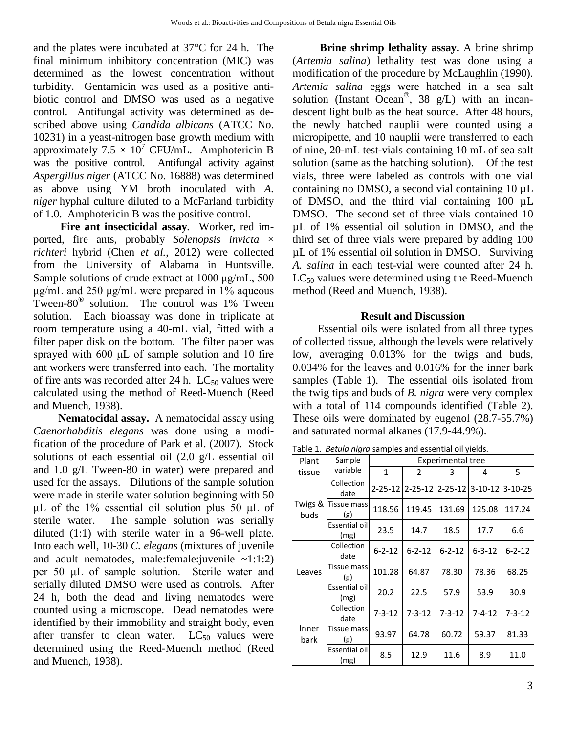and the plates were incubated at 37°C for 24 h. The final minimum inhibitory concentration (MIC) was determined as the lowest concentration without turbidity. Gentamicin was used as a positive antibiotic control and DMSO was used as a negative control. Antifungal activity was determined as described above using *Candida albicans* (ATCC No. 10231) in a yeast-nitrogen base growth medium with approximately $7.5 \times 10^7$ CFU/mL. Amphotericin B was the positive control. Antifungal activity against *Aspergillus niger* (ATCC No. 16888) was determined as above using YM broth inoculated with *A. niger* hyphal culture diluted to a McFarland turbidity of 1.0. Amphotericin B was the positive control.

**Fire ant insecticidal assay**. Worker, red imported, fire ants, probably *Solenopsis invicta* × *richteri* hybrid (Chen *et al.*, 2012) were collected from the University of Alabama in Huntsville. Sample solutions of crude extract at 1000 μg/mL, 500 μg/mL and 250 μg/mL were prepared in 1% aqueous Tween-80® solution. The control was 1% Tween solution. Each bioassay was done in triplicate at room temperature using a 40-mL vial, fitted with a filter paper disk on the bottom. The filter paper was sprayed with 600 μL of sample solution and 10 fire ant workers were transferred into each. The mortality of fire ants was recorded after 24 h. $LC_{50}$ values were calculated using the method of Reed-Muench (Reed and Muench, 1938).

**Nematocidal assay.** A nematocidal assay using *Caenorhabditis elegans* was done using a modification of the procedure by Park et al. (2007). Stock solutions of each essential oil (2.0 g/L essential oil and 1.0 g/L Tween-80 in water) were prepared and used for the assays. Dilutions of the sample solution were made in sterile water solution beginning with 50 μL of the 1% essential oil solution plus 50 μL of sterile water. The sample solution was serially diluted (1:1) with sterile water in a 96-well plate. Into each well, 10-30 *C. elegans* (mixtures of juvenile and adult nematodes, male:female:juvenile ~1:1:2) per 50 μL of sample solution. Sterile water and serially diluted DMSO were used as controls. After 24 h, both the dead and living nematodes were counted using a microscope. Dead nematodes were identified by their immobility and straight body, even after transfer to clean water. $LC_{50}$ values were determined using the Reed-Muench method (Reed and Muench, 1938).

**Brine shrimp lethality assay.** A brine shrimp (*Artemia salina*) lethality test was done using a modification of the procedure by McLaughlin (1990). *Artemia salina* eggs were hatched in a sea salt solution (Instant Ocean®, 38 g/L) with an incandescent light bulb as the heat source. After 48 hours, the newly hatched nauplii were counted using a micropipette, and 10 nauplii were transferred to each of nine, 20-mL test-vials containing 10 mL of sea salt solution (same as the hatching solution). Of the test vials, three were labeled as controls with one vial containing no DMSO, a second vial containing 10 µL of DMSO, and the third vial containing 100 µL DMSO. The second set of three vials contained 10 µL of 1% essential oil solution in DMSO, and the third set of three vials were prepared by adding 100 µL of 1% essential oil solution in DMSO. Surviving *A. salina* in each test-vial were counted after 24 h. $LC_{50}$ values were determined using the Reed-Muench method (Reed and Muench, 1938).

## Result and Discussion

Essential oils were isolated from all three types of collected tissue, although the levels were relatively low, averaging 0.013% for the twigs and buds, 0.034% for the leaves and 0.016% for the inner bark samples (Table 1). The essential oils isolated from the twig tips and buds of *B. nigra* were very complex with a total of 114 compounds identified (Table 2). These oils were dominated by eugenol (28.7-55.7%) and saturated normal alkanes (17.9-44.9%).

Table 1. *Betula nigra* samples and essential oil yields.

| Plant tissue | Sample variable | Experimental tree | | | | |
|---|---|---|---|---|---|---|
| | | 1 | 2 | 3 | 4 | 5 |
| Twigs & buds | Collection date | 2-25-12 | 2-25-12 | 2-25-12 | 3-10-12 | 3-10-25 |
| | Tissue mass (g) | 118.56 | 119.45 | 131.69 | 125.08 | 117.24 |
| | Essential oil (mg) | 23.5 | 14.7 | 18.5 | 17.7 | 6.6 |
| Leaves | Collection date | 6-2-12 | 6-2-12 | 6-2-12 | 6-3-12 | 6-2-12 |
| | Tissue mass (g) | 101.28 | 64.87 | 78.30 | 78.36 | 68.25 |
| | Essential oil (mg) | 20.2 | 22.5 | 57.9 | 53.9 | 30.9 |
| Inner bark | Collection date | 7-3-12 | 7-3-12 | 7-3-12 | 7-4-12 | 7-3-12 |
| | Tissue mass (g) | 93.97 | 64.78 | 60.72 | 59.37 | 81.33 |
| | Essential oil (mg) | 8.5 | 12.9 | 11.6 | 8.9 | 11.0 |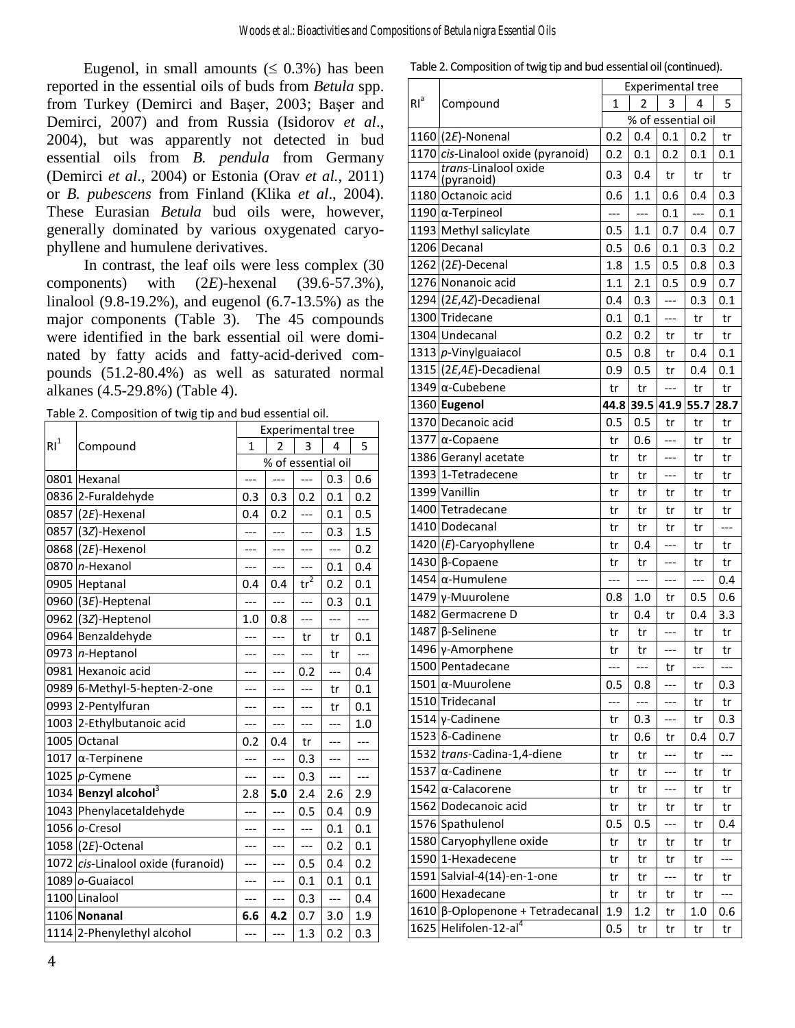Eugenol, in small amounts (≤ 0.3%) has been reported in the essential oils of buds from *Betula* spp. from Turkey (Demirci and Başer, 2003; Başer and Demirci, 2007) and from Russia (Isidorov *et al*., 2004), but was apparently not detected in bud essential oils from *B. pendula* from Germany (Demirci *et al*., 2004) or Estonia (Orav *et al.*, 2011) or *B. pubescens* from Finland (Klika *et al*., 2004). These Eurasian *Betula* bud oils were, however, generally dominated by various oxygenated caryophyllene and humulene derivatives.

In contrast, the leaf oils were less complex (30 components) with (2*E*)-hexenal (39.6-57.3%), linalool (9.8-19.2%), and eugenol (6.7-13.5%) as the major components (Table 3). The 45 compounds were identified in the bark essential oil were dominated by fatty acids and fatty-acid-derived compounds (51.2-80.4%) as well as saturated normal alkanes (4.5-29.8%) (Table 4).

Table 2. Composition of twig tip and bud essential oil.

| RI[1] | Compound | Experimental tree | | | | |
|---|---|---|---|---|---|---|
| | | 1 | 2 | 3 | 4 | 5 |
| | | % of essential oil | | | | |
| 0801 | Hexanal | --- | --- | --- | 0.3 | 0.6 |
| 0836 | 2-Furaldehyde | 0.3 | 0.3 | 0.2 | 0.1 | 0.2 |
| 0857 | (2*E*)-Hexenal | 0.4 | 0.2 | --- | 0.1 | 0.5 |
| 0857 | (3*Z*)-Hexenol | --- | --- | --- | 0.3 | 1.5 |
| 0868 | (2*E*)-Hexenol | --- | --- | --- | --- | 0.2 |
| 0870 | *n*-Hexanol | --- | --- | --- | 0.1 | 0.4 |
| 0905 | Heptanal | 0.4 | 0.4 | tr[2] | 0.2 | 0.1 |
| 0960 | (3*E*)-Heptenal | --- | --- | --- | 0.3 | 0.1 |
| 0962 | (3*Z*)-Heptenol | 1.0 | 0.8 | --- | --- | --- |
| 0964 | Benzaldehyde | --- | --- | tr | tr | 0.1 |
| 0973 | *n*-Heptanol | --- | --- | --- | tr | --- |
| 0981 | Hexanoic acid | --- | --- | 0.2 | --- | 0.4 |
| 0989 | 6-Methyl-5-hepten-2-one | --- | --- | --- | tr | 0.1 |
| 0993 | 2-Pentylfuran | --- | --- | --- | tr | 0.1 |
| 1003 | 2-Ethylbutanoic acid | --- | --- | --- | --- | 1.0 |
| 1005 | Octanal | 0.2 | 0.4 | tr | --- | --- |
| 1017 | α-Terpinene | --- | --- | 0.3 | --- | --- |
| 1025 | *p*-Cymene | --- | --- | 0.3 | --- | --- |
| 1034 | **Benzyl alcohol**[3] | 2.8 | **5.0** | 2.4 | 2.6 | 2.9 |
| 1043 | Phenylacetaldehyde | --- | --- | 0.5 | 0.4 | 0.9 |
| 1056 | *o*-Cresol | --- | --- | --- | 0.1 | 0.1 |
| 1058 | (2*E*)-Octenal | --- | --- | --- | 0.2 | 0.1 |
| 1072 | *cis*-Linalool oxide (furanoid) | --- | --- | 0.5 | 0.4 | 0.2 |
| 1089 | *o*-Guaiacol | --- | --- | 0.1 | 0.1 | 0.1 |
| 1100 | Linalool | --- | --- | 0.3 | --- | 0.4 |
| 1106 | **Nonanal** | **6.6** | **4.2** | 0.7 | 3.0 | 1.9 |
| 1114 | 2-Phenylethyl alcohol | --- | --- | 1.3 | 0.2 | 0.3 |

Table 2. Composition of twig tip and bud essential oil (continued).

| RI[a] | Compound | Experimental tree | | | | |
|---|---|---|---|---|---|---|
| | | 1 | 2 | 3 | 4 | 5 |
| | | % of essential oil | | | | |
| 1160 | (2*E*)-Nonenal | 0.2 | 0.4 | 0.1 | 0.2 | tr |
| 1170 | *cis*-Linalool oxide (pyranoid) | 0.2 | 0.1 | 0.2 | 0.1 | 0.1 |
| 1174 | *trans*-Linalool oxide (pyranoid) | 0.3 | 0.4 | tr | tr | tr |
| 1180 | Octanoic acid | 0.6 | 1.1 | 0.6 | 0.4 | 0.3 |
| 1190 | α-Terpineol | --- | --- | 0.1 | --- | 0.1 |
| 1193 | Methyl salicylate | 0.5 | 1.1 | 0.7 | 0.4 | 0.7 |
| 1206 | Decanal | 0.5 | 0.6 | 0.1 | 0.3 | 0.2 |
| 1262 | (2*E*)-Decenal | 1.8 | 1.5 | 0.5 | 0.8 | 0.3 |
| 1276 | Nonanoic acid | 1.1 | 2.1 | 0.5 | 0.9 | 0.7 |
| 1294 | (2*E*,4*Z*)-Decadienal | 0.4 | 0.3 | --- | 0.3 | 0.1 |
| 1300 | Tridecane | 0.1 | 0.1 | --- | tr | tr |
| 1304 | Undecanal | 0.2 | 0.2 | tr | tr | tr |
| 1313 | *p*-Vinylguaiacol | 0.5 | 0.8 | tr | 0.4 | 0.1 |
| 1315 | (2*E*,4*E*)-Decadienal | 0.9 | 0.5 | tr | 0.4 | 0.1 |
| 1349 | α-Cubebene | tr | tr | --- | tr | tr |
| 1360 | **Eugenol** | **44.8** | **39.5** | **41.9** | **55.7** | **28.7** |
| 1370 | Decanoic acid | 0.5 | 0.5 | tr | tr | tr |
| 1377 | α-Copaene | tr | 0.6 | --- | tr | tr |
| 1386 | Geranyl acetate | tr | tr | --- | tr | tr |
| 1393 | 1-Tetradecene | tr | tr | --- | tr | tr |
| 1399 | Vanillin | tr | tr | tr | tr | tr |
| 1400 | Tetradecane | tr | tr | tr | tr | tr |
| 1410 | Dodecanal | tr | tr | tr | tr | --- |
| 1420 | (*E*)-Caryophyllene | tr | 0.4 | --- | tr | tr |
| 1430 | β-Copaene | tr | tr | --- | tr | tr |
| 1454 | α-Humulene | --- | --- | --- | --- | 0.4 |
| 1479 | γ-Muurolene | 0.8 | 1.0 | tr | 0.5 | 0.6 |
| 1482 | Germacrene D | tr | 0.4 | tr | 0.4 | 3.3 |
| 1487 | β-Selinene | tr | tr | --- | tr | tr |
| 1496 | γ-Amorphene | tr | tr | --- | tr | tr |
| 1500 | Pentadecane | --- | --- | tr | --- | --- |
| 1501 | α-Muurolene | 0.5 | 0.8 | --- | tr | 0.3 |
| 1510 | Tridecanal | --- | --- | --- | tr | tr |
| 1514 | γ-Cadinene | tr | 0.3 | --- | tr | 0.3 |
| 1523 | δ-Cadinene | tr | 0.6 | tr | 0.4 | 0.7 |
| 1532 | *trans*-Cadina-1,4-diene | tr | tr | --- | tr | --- |
| 1537 | α-Cadinene | tr | tr | --- | tr | tr |
| 1542 | α-Calacorene | tr | tr | --- | tr | tr |
| 1562 | Dodecanoic acid | tr | tr | tr | tr | tr |
| 1576 | Spathulenol | 0.5 | 0.5 | --- | tr | 0.4 |
| 1580 | Caryophyllene oxide | tr | tr | tr | tr | tr |
| 1590 | 1-Hexadecene | tr | tr | tr | tr | --- |
| 1591 | Salvial-4(14)-en-1-one | tr | tr | --- | tr | tr |
| 1600 | Hexadecane | tr | tr | tr | tr | --- |
| 1610 | β-Oplopenone + Tetradecanal | 1.9 | 1.2 | tr | 1.0 | 0.6 |
| 1625 | Helifolen-12-al[4] | 0.5 | tr | tr | tr | tr |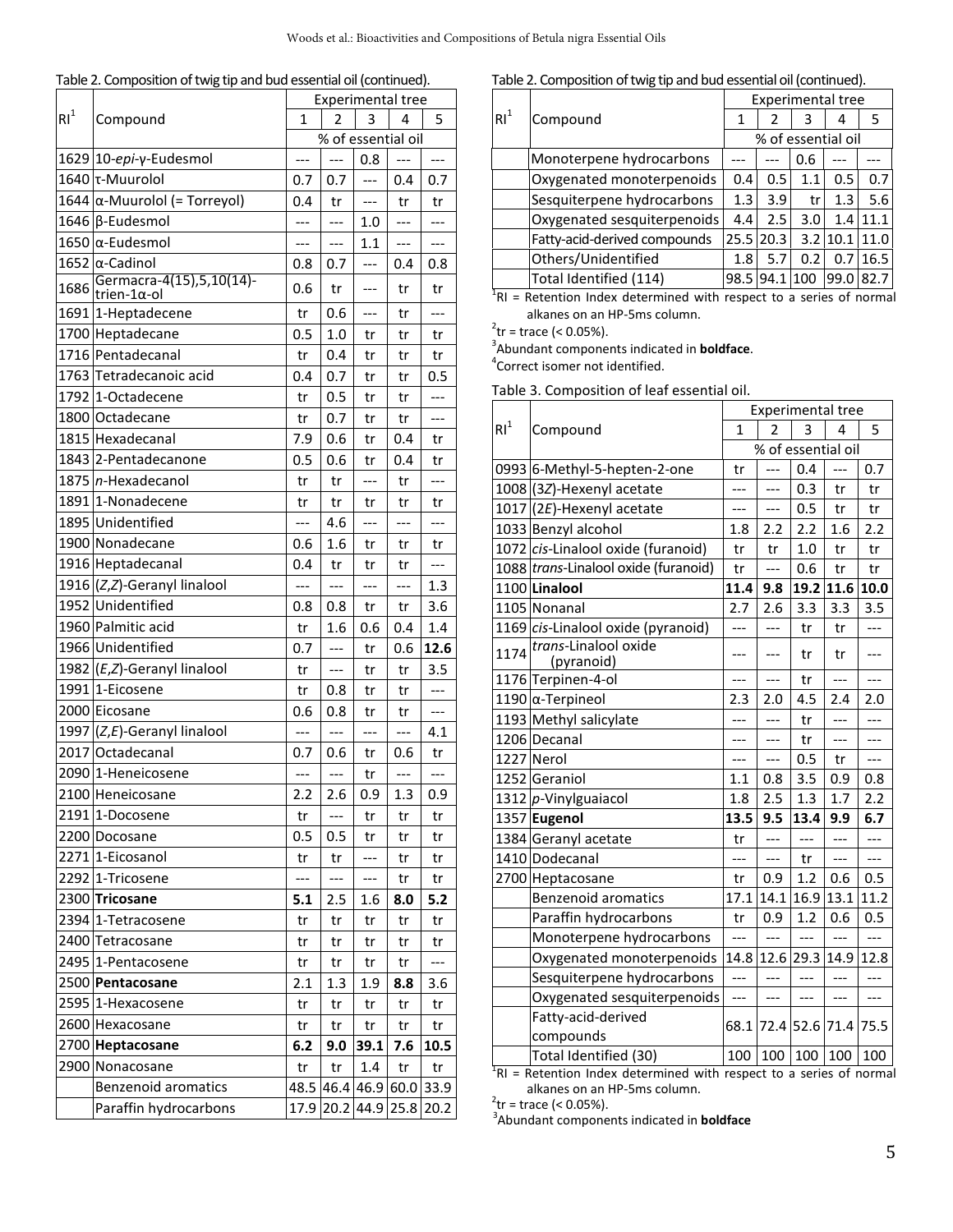Table 2. Composition of twig tip and bud essential oil (continued).

| RI[1] | Compound | Experimental tree | | | | |
|---|---|---|---|---|---|---|
| | | 1 | 2 | 3 | 4 | 5 |
| | | % of essential oil | | | | |
| 1629 | 10-*epi*-γ-Eudesmol | --- | --- | 0.8 | --- | --- |
| 1640 | τ-Muurolol | 0.7 | 0.7 | --- | 0.4 | 0.7 |
| 1644 | α-Muurolol (= Torreyol) | 0.4 | tr | --- | tr | tr |
| 1646 | β-Eudesmol | --- | --- | 1.0 | --- | --- |
| 1650 | α-Eudesmol | --- | --- | 1.1 | --- | --- |
| 1652 | α-Cadinol | 0.8 | 0.7 | --- | 0.4 | 0.8 |
| 1686 | Germacra-4(15),5,10(14)-trien-1α-ol | 0.6 | tr | --- | tr | tr |
| 1691 | 1-Heptadecene | tr | 0.6 | --- | tr | --- |
| 1700 | Heptadecane | 0.5 | 1.0 | tr | tr | tr |
| 1716 | Pentadecanal | tr | 0.4 | tr | tr | tr |
| 1763 | Tetradecanoic acid | 0.4 | 0.7 | tr | tr | 0.5 |
| 1792 | 1-Octadecene | tr | 0.5 | tr | tr | --- |
| 1800 | Octadecane | tr | 0.7 | tr | tr | --- |
| 1815 | Hexadecanal | 7.9 | 0.6 | tr | 0.4 | tr |
| 1843 | 2-Pentadecanone | 0.5 | 0.6 | tr | 0.4 | tr |
| 1875 | *n*-Hexadecanol | tr | tr | --- | tr | --- |
| 1891 | 1-Nonadecene | tr | tr | tr | tr | tr |
| 1895 | Unidentified | --- | 4.6 | --- | --- | --- |
| 1900 | Nonadecane | 0.6 | 1.6 | tr | tr | tr |
| 1916 | Heptadecanal | 0.4 | tr | tr | tr | --- |
| 1916 | (*Z*,*Z*)-Geranyl linalool | --- | --- | --- | --- | 1.3 |
| 1952 | Unidentified | 0.8 | 0.8 | tr | tr | 3.6 |
| 1960 | Palmitic acid | tr | 1.6 | 0.6 | 0.4 | 1.4 |
| 1966 | Unidentified | 0.7 | --- | tr | 0.6 | **12.6** |
| 1982 | (*E*,*Z*)-Geranyl linalool | tr | --- | tr | tr | 3.5 |
| 1991 | 1-Eicosene | tr | 0.8 | tr | tr | --- |
| 2000 | Eicosane | 0.6 | 0.8 | tr | tr | --- |
| 1997 | (*Z*,*E*)-Geranyl linalool | --- | --- | --- | --- | 4.1 |
| 2017 | Octadecanal | 0.7 | 0.6 | tr | 0.6 | tr |
| 2090 | 1-Heneicosene | --- | --- | tr | --- | --- |
| 2100 | Heneicosane | 2.2 | 2.6 | 0.9 | 1.3 | 0.9 |
| 2191 | 1-Docosene | tr | --- | tr | tr | tr |
| 2200 | Docosane | 0.5 | 0.5 | tr | tr | tr |
| 2271 | 1-Eicosanol | tr | tr | --- | tr | tr |
| 2292 | 1-Tricosene | --- | --- | --- | tr | tr |
| 2300 | **Tricosane** | **5.1** | 2.5 | 1.6 | **8.0** | **5.2** |
| 2394 | 1-Tetracosene | tr | tr | tr | tr | tr |
| 2400 | Tetracosane | tr | tr | tr | tr | tr |
| 2495 | 1-Pentacosene | tr | tr | tr | tr | --- |
| 2500 | **Pentacosane** | 2.1 | 1.3 | 1.9 | **8.8** | 3.6 |
| 2595 | 1-Hexacosene | tr | tr | tr | tr | tr |
| 2600 | Hexacosane | tr | tr | tr | tr | tr |
| 2700 | **Heptacosane** | **6.2** | **9.0** | **39.1** | **7.6** | **10.5** |
| 2900 | Nonacosane | tr | tr | 1.4 | tr | tr |
| | Benzenoid aromatics | 48.5 | 46.4 | 46.9 | 60.0 | 33.9 |
| | Paraffin hydrocarbons | 17.9 | 20.2 | 44.9 | 25.8 | 20.2 |
| | Monoterpene hydrocarbons | --- | --- | 0.6 | --- | --- |
| | Oxygenated monoterpenoids | 0.4 | 0.5 | 1.1 | 0.5 | 0.7 |
| | Sesquiterpene hydrocarbons | 1.3 | 3.9 | tr | 1.3 | 5.6 |
| | Oxygenated sesquiterpenoids | 4.4 | 2.5 | 3.0 | 1.4 | 11.1 |
| | Fatty-acid-derived compounds | 25.5 | 20.3 | 3.2 | 10.1 | 11.0 |
| | Others/Unidentified | 1.8 | 5.7 | 0.2 | 0.7 | 16.5 |
| | Total Identified (114) | 98.5 | 94.1 | 100 | 99.0 | 82.7 |

[1]RI = Retention Index determined with respect to a series of normal alkanes on an HP-5ms column.
[2]tr = trace (< 0.05%).
[3]Abundant components indicated in **boldface**.
[4]Correct isomer not identified.

Table 3. Composition of leaf essential oil.

| RI[1] | Compound | Experimental tree | | | | |
|---|---|---|---|---|---|---|
| | | 1 | 2 | 3 | 4 | 5 |
| | | % of essential oil | | | | |
| 0993 | 6-Methyl-5-hepten-2-one | tr | --- | 0.4 | --- | 0.7 |
| 1008 | (3*Z*)-Hexenyl acetate | --- | --- | 0.3 | tr | tr |
| 1017 | (2*E*)-Hexenyl acetate | --- | --- | 0.5 | tr | tr |
| 1033 | Benzyl alcohol | 1.8 | 2.2 | 2.2 | 1.6 | 2.2 |
| 1072 | *cis*-Linalool oxide (furanoid) | tr | tr | 1.0 | tr | tr |
| 1088 | *trans*-Linalool oxide (furanoid) | tr | --- | 0.6 | tr | tr |
| 1100 | **Linalool** | **11.4** | **9.8** | **19.2** | **11.6** | **10.0** |
| 1105 | Nonanal | 2.7 | 2.6 | 3.3 | 3.3 | 3.5 |
| 1169 | *cis*-Linalool oxide (pyranoid) | --- | --- | tr | tr | --- |
| 1174 | *trans*-Linalool oxide (pyranoid) | --- | --- | tr | tr | --- |
| 1176 | Terpinen-4-ol | --- | --- | tr | --- | --- |
| 1190 | α-Terpineol | 2.3 | 2.0 | 4.5 | 2.4 | 2.0 |
| 1193 | Methyl salicylate | --- | --- | tr | --- | --- |
| 1206 | Decanal | --- | --- | tr | --- | --- |
| 1227 | Nerol | --- | --- | 0.5 | tr | --- |
| 1252 | Geraniol | 1.1 | 0.8 | 3.5 | 0.9 | 0.8 |
| 1312 | *p*-Vinylguaiacol | 1.8 | 2.5 | 1.3 | 1.7 | 2.2 |
| 1357 | **Eugenol** | **13.5** | **9.5** | **13.4** | **9.9** | **6.7** |
| 1384 | Geranyl acetate | tr | --- | --- | --- | --- |
| 1410 | Dodecanal | --- | --- | tr | --- | --- |
| 2700 | Heptacosane | tr | 0.9 | 1.2 | 0.6 | 0.5 |
| | Benzenoid aromatics | 17.1 | 14.1 | 16.9 | 13.1 | 11.2 |
| | Paraffin hydrocarbons | tr | 0.9 | 1.2 | 0.6 | 0.5 |
| | Monoterpene hydrocarbons | --- | --- | --- | --- | --- |
| | Oxygenated monoterpenoids | 14.8 | 12.6 | 29.3 | 14.9 | 12.8 |
| | Sesquiterpene hydrocarbons | --- | --- | --- | --- | --- |
| | Oxygenated sesquiterpenoids | --- | --- | --- | --- | --- |
| | Fatty-acid-derived compounds | 68.1 | 72.4 | 52.6 | 71.4 | 75.5 |
| | Total Identified (30) | 100 | 100 | 100 | 100 | 100 |

[1]RI = Retention Index determined with respect to a series of normal alkanes on an HP-5ms column.
[2]tr = trace (< 0.05%).
[3]Abundant components indicated in **boldface**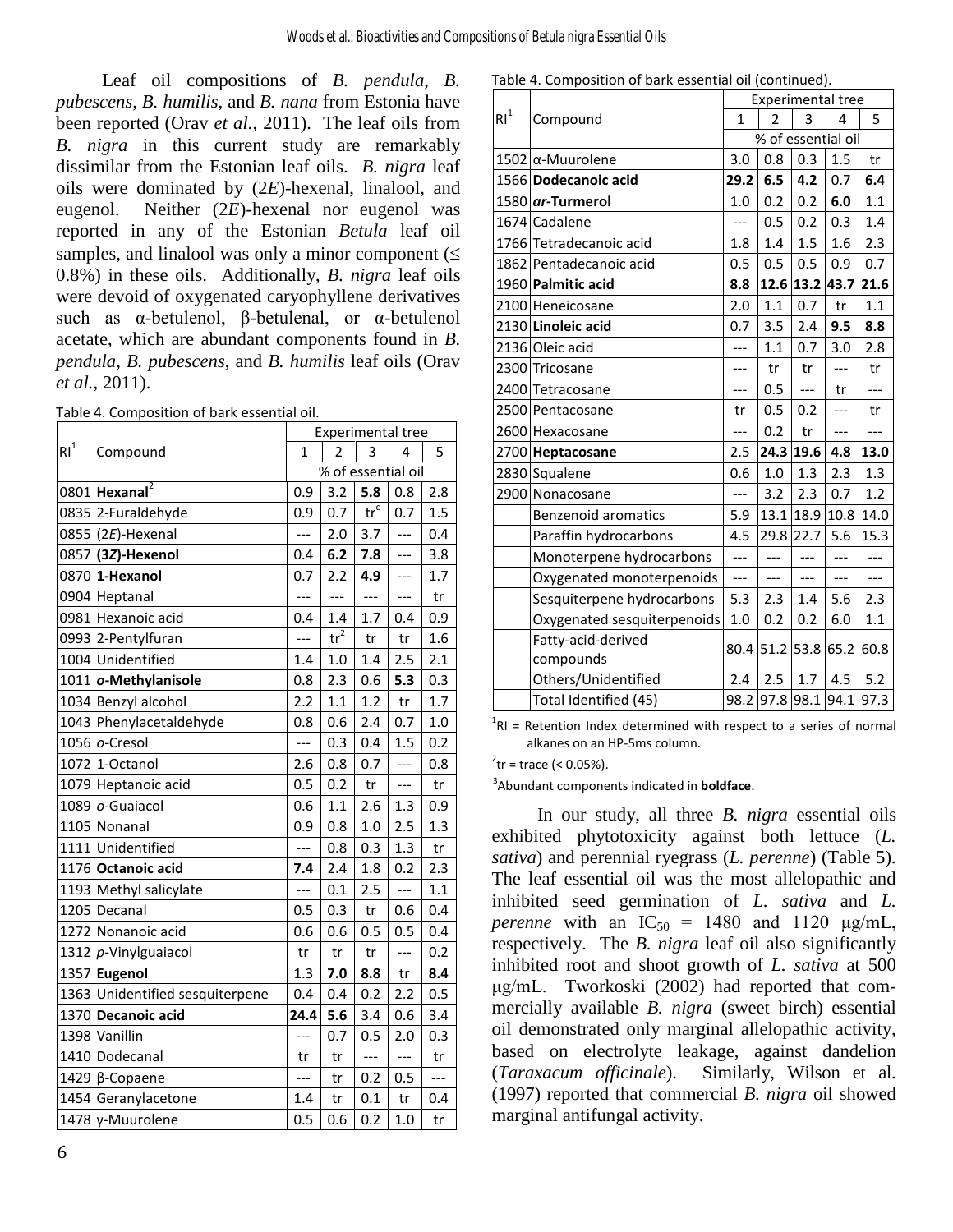Leaf oil compositions of *B. pendula*, *B. pubescens*, *B. humilis*, and *B. nana* from Estonia have been reported (Orav *et al.*, 2011). The leaf oils from *B. nigra* in this current study are remarkably dissimilar from the Estonian leaf oils. *B. nigra* leaf oils were dominated by (2*E*)-hexenal, linalool, and eugenol. Neither (2*E*)-hexenal nor eugenol was reported in any of the Estonian *Betula* leaf oil samples, and linalool was only a minor component (≤ 0.8%) in these oils. Additionally, *B. nigra* leaf oils were devoid of oxygenated caryophyllene derivatives such as α-betulenol, β-betulenal, or α-betulenol acetate, which are abundant components found in *B. pendula*, *B. pubescens*, and *B. humilis* leaf oils (Orav *et al.*, 2011).

Table 4. Composition of bark essential oil.

| RI[1] | Compound | Experimental tree | | | | |
|---|---|---|---|---|---|---|
| | | 1 | 2 | 3 | 4 | 5 |
| | | % of essential oil | | | | |
| 0801 | **Hexanal**[2] | 0.9 | 3.2 | **5.8** | 0.8 | 2.8 |
| 0835 | 2-Furaldehyde | 0.9 | 0.7 | tr[c] | 0.7 | 1.5 |
| 0855 | (2*E*)-Hexenal | --- | 2.0 | 3.7 | --- | 0.4 |
| 0857 | **(3*Z*)-Hexenol** | 0.4 | **6.2** | **7.8** | --- | 3.8 |
| 0870 | **1-Hexanol** | 0.7 | 2.2 | **4.9** | --- | 1.7 |
| 0904 | Heptanal | --- | --- | --- | --- | tr |
| 0981 | Hexanoic acid | 0.4 | 1.4 | 1.7 | 0.4 | 0.9 |
| 0993 | 2-Pentylfuran | --- | tr[2] | tr | tr | 1.6 |
| 1004 | Unidentified | 1.4 | 1.0 | 1.4 | 2.5 | 2.1 |
| 1011 | ***o*-Methylanisole** | 0.8 | 2.3 | 0.6 | **5.3** | 0.3 |
| 1034 | Benzyl alcohol | 2.2 | 1.1 | 1.2 | tr | 1.7 |
| 1043 | Phenylacetaldehyde | 0.8 | 0.6 | 2.4 | 0.7 | 1.0 |
| 1056 | *o*-Cresol | --- | 0.3 | 0.4 | 1.5 | 0.2 |
| 1072 | 1-Octanol | 2.6 | 0.8 | 0.7 | --- | 0.8 |
| 1079 | Heptanoic acid | 0.5 | 0.2 | tr | --- | tr |
| 1089 | *o*-Guaiacol | 0.6 | 1.1 | 2.6 | 1.3 | 0.9 |
| 1105 | Nonanal | 0.9 | 0.8 | 1.0 | 2.5 | 1.3 |
| 1111 | Unidentified | --- | 0.8 | 0.3 | 1.3 | tr |
| 1176 | **Octanoic acid** | **7.4** | 2.4 | 1.8 | 0.2 | 2.3 |
| 1193 | Methyl salicylate | --- | 0.1 | 2.5 | --- | 1.1 |
| 1205 | Decanal | 0.5 | 0.3 | tr | 0.6 | 0.4 |
| 1272 | Nonanoic acid | 0.6 | 0.6 | 0.5 | 0.5 | 0.4 |
| 1312 | *p*-Vinylguaiacol | tr | tr | tr | --- | 0.2 |
| 1357 | **Eugenol** | 1.3 | **7.0** | **8.8** | tr | **8.4** |
| 1363 | Unidentified sesquiterpene | 0.4 | 0.4 | 0.2 | 2.2 | 0.5 |
| 1370 | **Decanoic acid** | **24.4** | **5.6** | 3.4 | 0.6 | 3.4 |
| 1398 | Vanillin | --- | 0.7 | 0.5 | 2.0 | 0.3 |
| 1410 | Dodecanal | tr | tr | --- | --- | tr |
| 1429 | β-Copaene | --- | tr | 0.2 | 0.5 | --- |
| 1454 | Geranylacetone | 1.4 | tr | 0.1 | tr | 0.4 |
| 1478 | γ-Muurolene | 0.5 | 0.6 | 0.2 | 1.0 | tr |
| 1502 | α-Muurolene | 3.0 | 0.8 | 0.3 | 1.5 | tr |
| 1566 | **Dodecanoic acid** | **29.2** | **6.5** | **4.2** | 0.7 | **6.4** |
| 1580 | ***ar*-Turmerol** | 1.0 | 0.2 | 0.2 | **6.0** | 1.1 |
| 1674 | Cadalene | --- | 0.5 | 0.2 | 0.3 | 1.4 |
| 1766 | Tetradecanoic acid | 1.8 | 1.4 | 1.5 | 1.6 | 2.3 |
| 1862 | Pentadecanoic acid | 0.5 | 0.5 | 0.5 | 0.9 | 0.7 |
| 1960 | **Palmitic acid** | **8.8** | **12.6** | **13.2** | **43.7** | **21.6** |
| 2100 | Heneicosane | 2.0 | 1.1 | 0.7 | tr | 1.1 |
| 2130 | **Linoleic acid** | 0.7 | 3.5 | 2.4 | **9.5** | **8.8** |
| 2136 | Oleic acid | --- | 1.1 | 0.7 | 3.0 | 2.8 |
| 2300 | Tricosane | --- | tr | tr | --- | tr |
| 2400 | Tetracosane | --- | 0.5 | --- | tr | --- |
| 2500 | Pentacosane | tr | 0.5 | 0.2 | --- | tr |
| 2600 | Hexacosane | --- | 0.2 | tr | --- | --- |
| 2700 | **Heptacosane** | 2.5 | **24.3** | **19.6** | **4.8** | **13.0** |
| 2830 | Squalene | 0.6 | 1.0 | 1.3 | 2.3 | 1.3 |
| 2900 | Nonacosane | --- | 3.2 | 2.3 | 0.7 | 1.2 |
| | Benzenoid aromatics | 5.9 | 13.1 | 18.9 | 10.8 | 14.0 |
| | Paraffin hydrocarbons | 4.5 | 29.8 | 22.7 | 5.6 | 15.3 |
| | Monoterpene hydrocarbons | --- | --- | --- | --- | --- |
| | Oxygenated monoterpenoids | --- | --- | --- | --- | --- |
| | Sesquiterpene hydrocarbons | 5.3 | 2.3 | 1.4 | 5.6 | 2.3 |
| | Oxygenated sesquiterpenoids | 1.0 | 0.2 | 0.2 | 6.0 | 1.1 |
| | Fatty-acid-derived compounds | 80.4 | 51.2 | 53.8 | 65.2 | 60.8 |
| | Others/Unidentified | 2.4 | 2.5 | 1.7 | 4.5 | 5.2 |
| | Total Identified (45) | 98.2 | 97.8 | 98.1 | 94.1 | 97.3 |

[1]RI = Retention Index determined with respect to a series of normal alkanes on an HP-5ms column.

[2]tr = trace (< 0.05%).

[3]Abundant components indicated in **boldface**.

In our study, all three *B. nigra* essential oils exhibited phytotoxicity against both lettuce (*L. sativa*) and perennial ryegrass (*L. perenne*) (Table 5). The leaf essential oil was the most allelopathic and inhibited seed germination of *L. sativa* and *L. perenne* with an $IC_{50}$ = 1480 and 1120 μg/mL, respectively. The *B. nigra* leaf oil also significantly inhibited root and shoot growth of *L. sativa* at 500 μg/mL. Tworkoski (2002) had reported that commercially available *B. nigra* (sweet birch) essential oil demonstrated only marginal allelopathic activity, based on electrolyte leakage, against dandelion (*Taraxacum officinale*). Similarly, Wilson et al. (1997) reported that commercial *B. nigra* oil showed marginal antifungal activity.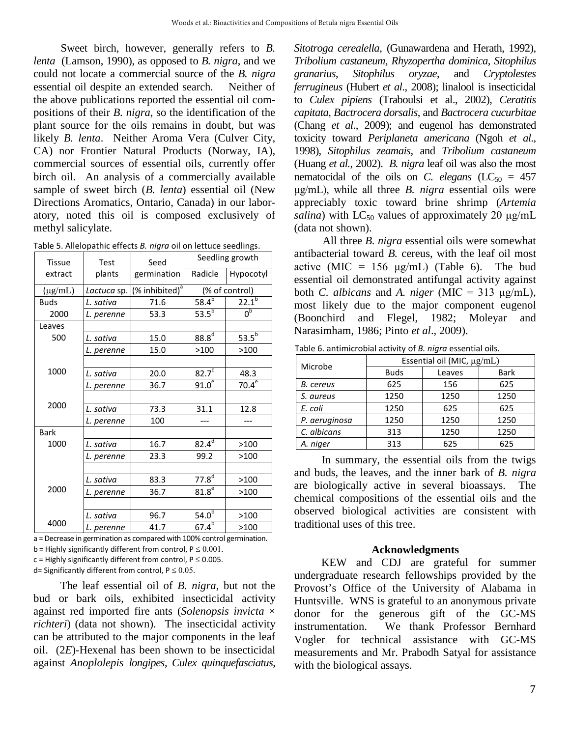Sweet birch, however, generally refers to *B. lenta* (Lamson, 1990), as opposed to *B. nigra*, and we could not locate a commercial source of the *B. nigra* essential oil despite an extended search. Neither of the above publications reported the essential oil compositions of their *B. nigra*, so the identification of the plant source for the oils remains in doubt, but was likely *B. lenta*. Neither Aroma Vera (Culver City, CA) nor Frontier Natural Products (Norway, IA), commercial sources of essential oils, currently offer birch oil. An analysis of a commercially available sample of sweet birch (*B. lenta*) essential oil (New Directions Aromatics, Ontario, Canada) in our laboratory, noted this oil is composed exclusively of methyl salicylate.

Table 5. Allelopathic effects *B. nigra* oil on lettuce seedlings.

| Tissue extract | Test plants | Seed germination | Seedling growth | |
|---|---|---|---|---|
| | | | Radicle | Hypocotyl |
| (μg/mL) | *Lactuca* sp. | (% inhibited)[a] | (% of control) | |
| Buds | | | | |
| 2000 | *L. sativa* | 71.6 | 58.4[b] | 22.1[b] |
| | *L. perenne* | 53.3 | 53.5[b] | 0[b] |
| Leaves | | | | |
| 500 | *L. sativa* | 15.0 | 88.8[d] | 53.5[b] |
| | *L. perenne* | 15.0 | >100 | >100 |
| 1000 | *L. sativa* | 20.0 | 82.7[c] | 48.3 |
| | *L. perenne* | 36.7 | 91.0[e] | 70.4[e] |
| 2000 | *L. sativa* | 73.3 | 31.1 | 12.8 |
| | *L. perenne* | 100 | --- | --- |
| Bark | | | | |
| 1000 | *L. sativa* | 16.7 | 82.4[d] | >100 |
| | *L. perenne* | 23.3 | 99.2 | >100 |
| 2000 | *L. sativa* | 83.3 | 77.8[d] | >100 |
| | *L. perenne* | 36.7 | 81.8[e] | >100 |
| 4000 | *L. sativa* | 96.7 | 54.0[b] | >100 |
| | *L. perenne* | 41.7 | 67.4[b] | >100 |

a = Decrease in germination as compared with 100% control germination.
b = Highly significantly different from control, $P \leq 0.001$.
c = Highly significantly different from control, $P \leq 0.005$.
d= Significantly different from control, $P \leq 0.05$.

The leaf essential oil of *B. nigra*, but not the bud or bark oils, exhibited insecticidal activity against red imported fire ants (*Solenopsis invicta* × *richteri*) (data not shown). The insecticidal activity can be attributed to the major components in the leaf oil. (2*E*)-Hexenal has been shown to be insecticidal against *Anoplolepis longipes*, *Culex quinquefasciatus*, *Sitotroga cerealella*, (Gunawardena and Herath, 1992), *Tribolium castaneum*, *Rhyzopertha dominica*, *Sitophilus granarius*, *Sitophilus oryzae*, and *Cryptolestes ferrugineus* (Hubert *et al*., 2008); linalool is insecticidal to *Culex pipiens* (Traboulsi et al., 2002), *Ceratitis capitata*, *Bactrocera dorsalis*, and *Bactrocera cucurbitae* (Chang *et al*., 2009); and eugenol has demonstrated toxicity toward *Periplaneta americana* (Ngoh *et al*., 1998), *Sitophilus zeamais*, and *Tribolium castaneum* (Huang *et al.*, 2002). *B. nigra* leaf oil was also the most nematocidal of the oils on *C. elegans* ($LC_{50}$ = 457 μg/mL), while all three *B. nigra* essential oils were appreciably toxic toward brine shrimp (*Artemia salina*) with $LC_{50}$ values of approximately 20 μg/mL (data not shown).

All three *B. nigra* essential oils were somewhat antibacterial toward *B.* cereus, with the leaf oil most active (MIC = 156 μg/mL) (Table 6). The bud essential oil demonstrated antifungal activity against both *C. albicans* and *A. niger* (MIC = 313 μg/mL), most likely due to the major component eugenol (Boonchird and Flegel, 1982; Moleyar and Narasimham, 1986; Pinto *et al*., 2009).

Table 6. antimicrobial activity of *B. nigra* essential oils.

| Microbe | Essential oil (MIC, μg/mL) | | |
|---|---|---|---|
| | Buds | Leaves | Bark |
| *B. cereus* | 625 | 156 | 625 |
| *S. aureus* | 1250 | 1250 | 1250 |
| *E. coli* | 1250 | 625 | 625 |
| *P. aeruginosa* | 1250 | 1250 | 1250 |
| *C. albicans* | 313 | 1250 | 1250 |
| *A. niger* | 313 | 625 | 625 |

In summary, the essential oils from the twigs and buds, the leaves, and the inner bark of *B. nigra* are biologically active in several bioassays. The chemical compositions of the essential oils and the observed biological activities are consistent with traditional uses of this tree.

## Acknowledgments

KEW and CDJ are grateful for summer undergraduate research fellowships provided by the Provost's Office of the University of Alabama in Huntsville. WNS is grateful to an anonymous private donor for the generous gift of the GC-MS instrumentation. We thank Professor Bernhard Vogler for technical assistance with GC-MS measurements and Mr. Prabodh Satyal for assistance with the biological assays.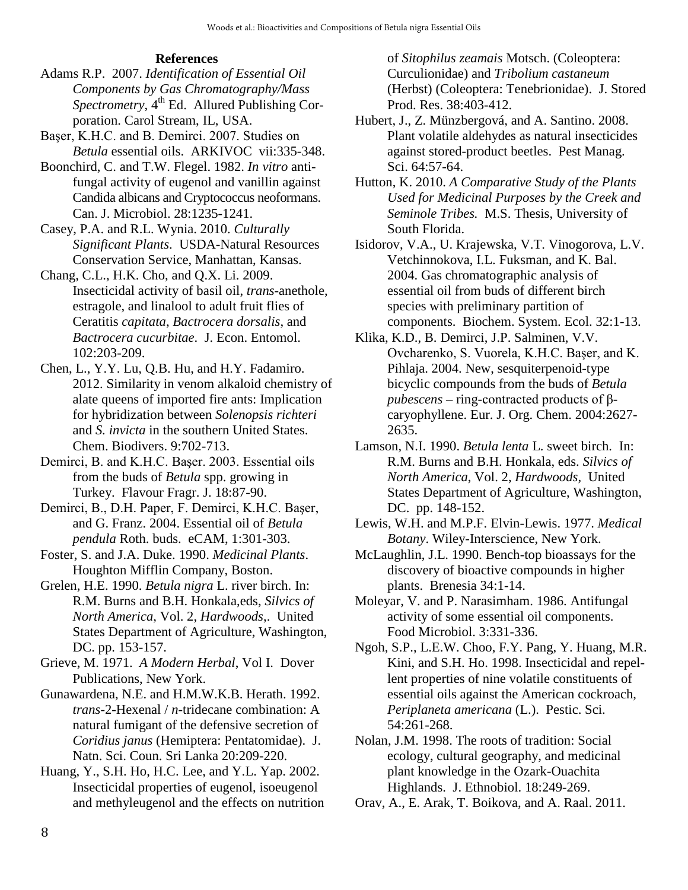## References

Adams R.P. 2007. *Identification of Essential Oil Components by Gas Chromatography/Mass Spectrometry*, 4th Ed. Allured Publishing Corporation. Carol Stream, IL, USA.

Başer, K.H.C. and B. Demirci. 2007. Studies on *Betula* essential oils. ARKIVOC vii:335-348.

Boonchird, C. and T.W. Flegel. 1982. *In vitro* antifungal activity of eugenol and vanillin against Candida albicans and Cryptococcus neoformans. Can. J. Microbiol. 28:1235-1241.

Casey, P.A. and R.L. Wynia. 2010. *Culturally Significant Plants*. USDA-Natural Resources Conservation Service, Manhattan, Kansas.

Chang, C.L., H.K. Cho, and Q.X. Li. 2009. Insecticidal activity of basil oil, *trans*-anethole, estragole, and linalool to adult fruit flies of Ceratitis *capitata*, *Bactrocera dorsalis*, and *Bactrocera cucurbitae*. J. Econ. Entomol. 102:203-209.

Chen, L., Y.Y. Lu, Q.B. Hu, and H.Y. Fadamiro. 2012. Similarity in venom alkaloid chemistry of alate queens of imported fire ants: Implication for hybridization between *Solenopsis richteri* and *S. invicta* in the southern United States. Chem. Biodivers. 9:702-713.

Demirci, B. and K.H.C. Başer. 2003. Essential oils from the buds of *Betula* spp. growing in Turkey. Flavour Fragr. J. 18:87-90.

Demirci, B., D.H. Paper, F. Demirci, K.H.C. Başer, and G. Franz. 2004. Essential oil of *Betula pendula* Roth. buds. eCAM, 1:301-303.

Foster, S. and J.A. Duke. 1990. *Medicinal Plants*. Houghton Mifflin Company, Boston.

Grelen, H.E. 1990. *Betula nigra* L. river birch. In: R.M. Burns and B.H. Honkala,eds, *Silvics of North America*, Vol. 2, *Hardwoods*,. United States Department of Agriculture, Washington, DC. pp. 153-157.

Grieve, M. 1971. *A Modern Herbal*, Vol I. Dover Publications, New York.

Gunawardena, N.E. and H.M.W.K.B. Herath. 1992. *trans*-2-Hexenal / *n*-tridecane combination: A natural fumigant of the defensive secretion of *Coridius janus* (Hemiptera: Pentatomidae). J. Natn. Sci. Coun. Sri Lanka 20:209-220.

Huang, Y., S.H. Ho, H.C. Lee, and Y.L. Yap. 2002. Insecticidal properties of eugenol, isoeugenol and methyleugenol and the effects on nutrition of *Sitophilus zeamais* Motsch. (Coleoptera: Curculionidae) and *Tribolium castaneum* (Herbst) (Coleoptera: Tenebrionidae). J. Stored Prod. Res. 38:403-412.

Hubert, J., Z. Münzbergová, and A. Santino. 2008. Plant volatile aldehydes as natural insecticides against stored-product beetles. Pest Manag. Sci. 64:57-64.

Hutton, K. 2010. *A Comparative Study of the Plants Used for Medicinal Purposes by the Creek and Seminole Tribes.* M.S. Thesis, University of South Florida.

Isidorov, V.A., U. Krajewska, V.T. Vinogorova, L.V. Vetchinnokova, I.L. Fuksman, and K. Bal. 2004. Gas chromatographic analysis of essential oil from buds of different birch species with preliminary partition of components. Biochem. System. Ecol. 32:1-13.

Klika, K.D., B. Demirci, J.P. Salminen, V.V. Ovcharenko, S. Vuorela, K.H.C. Başer, and K. Pihlaja. 2004. New, sesquiterpenoid-type bicyclic compounds from the buds of *Betula pubescens* – ring-contracted products of β-caryophyllene. Eur. J. Org. Chem. 2004:2627-2635.

Lamson, N.I. 1990. *Betula lenta* L. sweet birch. In: R.M. Burns and B.H. Honkala, eds. *Silvics of North America*, Vol. 2, *Hardwoods*, United States Department of Agriculture, Washington, DC. pp. 148-152.

Lewis, W.H. and M.P.F. Elvin-Lewis. 1977. *Medical Botany*. Wiley-Interscience, New York.

McLaughlin, J.L. 1990. Bench-top bioassays for the discovery of bioactive compounds in higher plants. Brenesia 34:1-14.

Moleyar, V. and P. Narasimham. 1986. Antifungal activity of some essential oil components. Food Microbiol. 3:331-336.

Ngoh, S.P., L.E.W. Choo, F.Y. Pang, Y. Huang, M.R. Kini, and S.H. Ho. 1998. Insecticidal and repellent properties of nine volatile constituents of essential oils against the American cockroach, *Periplaneta americana* (L.). Pestic. Sci. 54:261-268.

Nolan, J.M. 1998. The roots of tradition: Social ecology, cultural geography, and medicinal plant knowledge in the Ozark-Ouachita Highlands. J. Ethnobiol. 18:249-269.

Orav, A., E. Arak, T. Boikova, and A. Raal. 2011.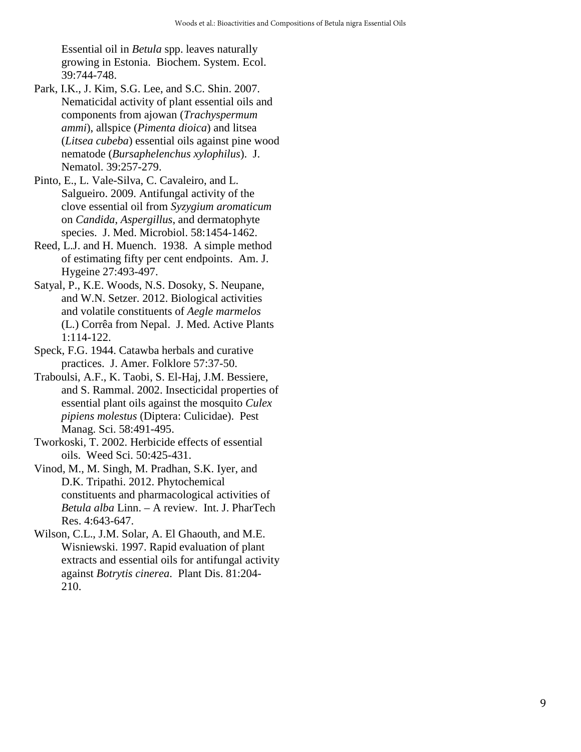Essential oil in *Betula* spp. leaves naturally growing in Estonia. Biochem. System. Ecol. 39:744-748.

Park, I.K., J. Kim, S.G. Lee, and S.C. Shin. 2007. Nematicidal activity of plant essential oils and components from ajowan (*Trachyspermum ammi*), allspice (*Pimenta dioica*) and litsea (*Litsea cubeba*) essential oils against pine wood nematode (*Bursaphelenchus xylophilus*). J. Nematol. 39:257-279.

Pinto, E., L. Vale-Silva, C. Cavaleiro, and L. Salgueiro. 2009. Antifungal activity of the clove essential oil from *Syzygium aromaticum* on *Candida*, *Aspergillus*, and dermatophyte species. J. Med. Microbiol. 58:1454-1462.

Reed, L.J. and H. Muench. 1938. A simple method of estimating fifty per cent endpoints. Am. J. Hygeine 27:493-497.

Satyal, P., K.E. Woods, N.S. Dosoky, S. Neupane, and W.N. Setzer. 2012. Biological activities and volatile constituents of *Aegle marmelos* (L.) Corrêa from Nepal. J. Med. Active Plants 1:114-122.

Speck, F.G. 1944. Catawba herbals and curative practices. J. Amer. Folklore 57:37-50.

Traboulsi, A.F., K. Taobi, S. El-Haj, J.M. Bessiere, and S. Rammal. 2002. Insecticidal properties of essential plant oils against the mosquito *Culex pipiens molestus* (Diptera: Culicidae). Pest Manag. Sci. 58:491-495.

Tworkoski, T. 2002. Herbicide effects of essential oils. Weed Sci. 50:425-431.

Vinod, M., M. Singh, M. Pradhan, S.K. Iyer, and D.K. Tripathi. 2012. Phytochemical constituents and pharmacological activities of *Betula alba* Linn. – A review. Int. J. PharTech Res. 4:643-647.

Wilson, C.L., J.M. Solar, A. El Ghaouth, and M.E. Wisniewski. 1997. Rapid evaluation of plant extracts and essential oils for antifungal activity against *Botrytis cinerea*. Plant Dis. 81:204-210.